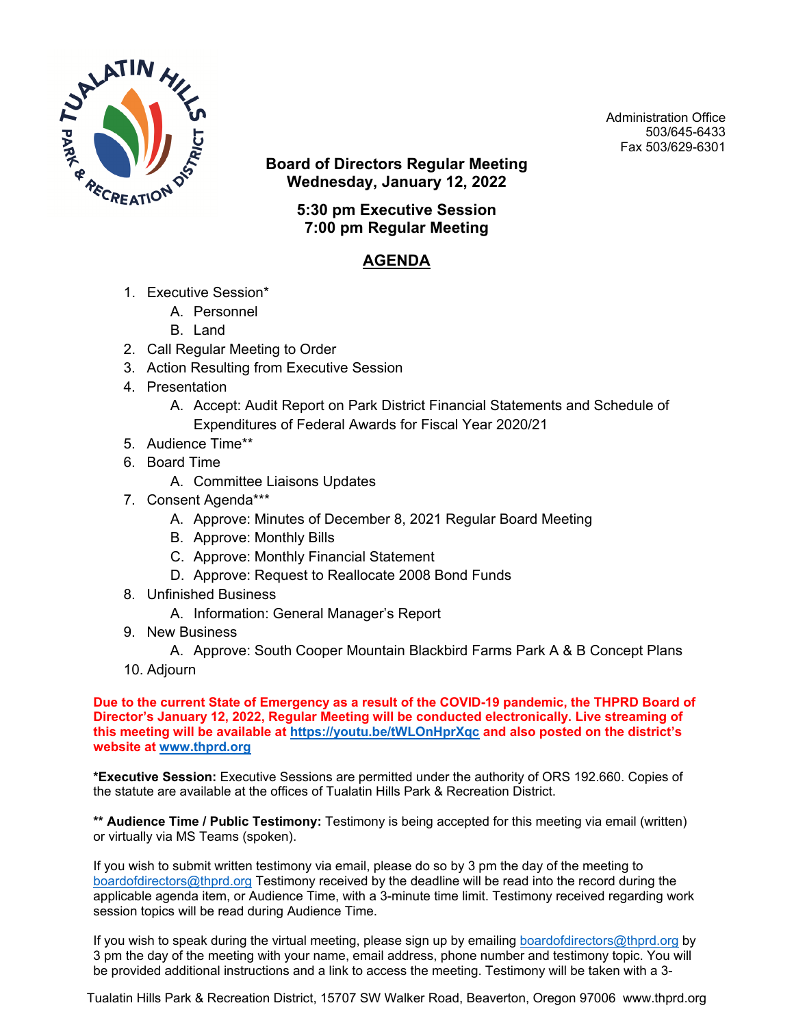Administration Office
503/645-6433
Fax 503/629-6301

**Board of Directors Regular Meeting**
**Wednesday, January 12, 2022**

**5:30 pm Executive Session**
**7:00 pm Regular Meeting**

## AGENDA

1. Executive Session*
   A. Personnel
   B. Land
2. Call Regular Meeting to Order
3. Action Resulting from Executive Session
4. Presentation
   A. Accept: Audit Report on Park District Financial Statements and Schedule of Expenditures of Federal Awards for Fiscal Year 2020/21
5. Audience Time**
6. Board Time
   A. Committee Liaisons Updates
7. Consent Agenda***
   A. Approve: Minutes of December 8, 2021 Regular Board Meeting
   B. Approve: Monthly Bills
   C. Approve: Monthly Financial Statement
   D. Approve: Request to Reallocate 2008 Bond Funds
8. Unfinished Business
   A. Information: General Manager's Report
9. New Business
   A. Approve: South Cooper Mountain Blackbird Farms Park A & B Concept Plans
10. Adjourn

**Due to the current State of Emergency as a result of the COVID-19 pandemic, the THPRD Board of Director's January 12, 2022, Regular Meeting will be conducted electronically. Live streaming of this meeting will be available at [https://youtu.be/tWLOnHprXqc](https://youtu.be/tWLOnHprXqc) and also posted on the district's website at [www.thprd.org](http://www.thprd.org)**

***Executive Session:** Executive Sessions are permitted under the authority of ORS 192.660. Copies of the statute are available at the offices of Tualatin Hills Park & Recreation District.

**** Audience Time / Public Testimony:** Testimony is being accepted for this meeting via email (written) or virtually via MS Teams (spoken).

If you wish to submit written testimony via email, please do so by 3 pm the day of the meeting to boardofdirectors@thprd.org Testimony received by the deadline will be read into the record during the applicable agenda item, or Audience Time, with a 3-minute time limit. Testimony received regarding work session topics will be read during Audience Time.

If you wish to speak during the virtual meeting, please sign up by emailing boardofdirectors@thprd.org by 3 pm the day of the meeting with your name, email address, phone number and testimony topic. You will be provided additional instructions and a link to access the meeting. Testimony will be taken with a 3-

Tualatin Hills Park & Recreation District, 15707 SW Walker Road, Beaverton, Oregon 97006 www.thprd.org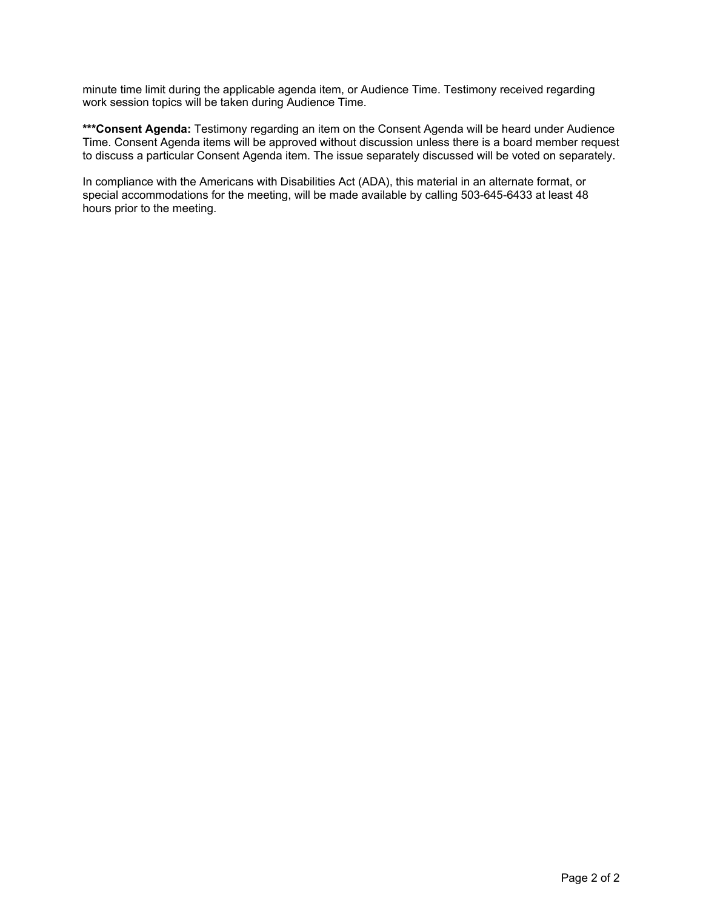minute time limit during the applicable agenda item, or Audience Time. Testimony received regarding work session topics will be taken during Audience Time.

*****Consent Agenda:** Testimony regarding an item on the Consent Agenda will be heard under Audience Time. Consent Agenda items will be approved without discussion unless there is a board member request to discuss a particular Consent Agenda item. The issue separately discussed will be voted on separately.

In compliance with the Americans with Disabilities Act (ADA), this material in an alternate format, or special accommodations for the meeting, will be made available by calling 503-645-6433 at least 48 hours prior to the meeting.